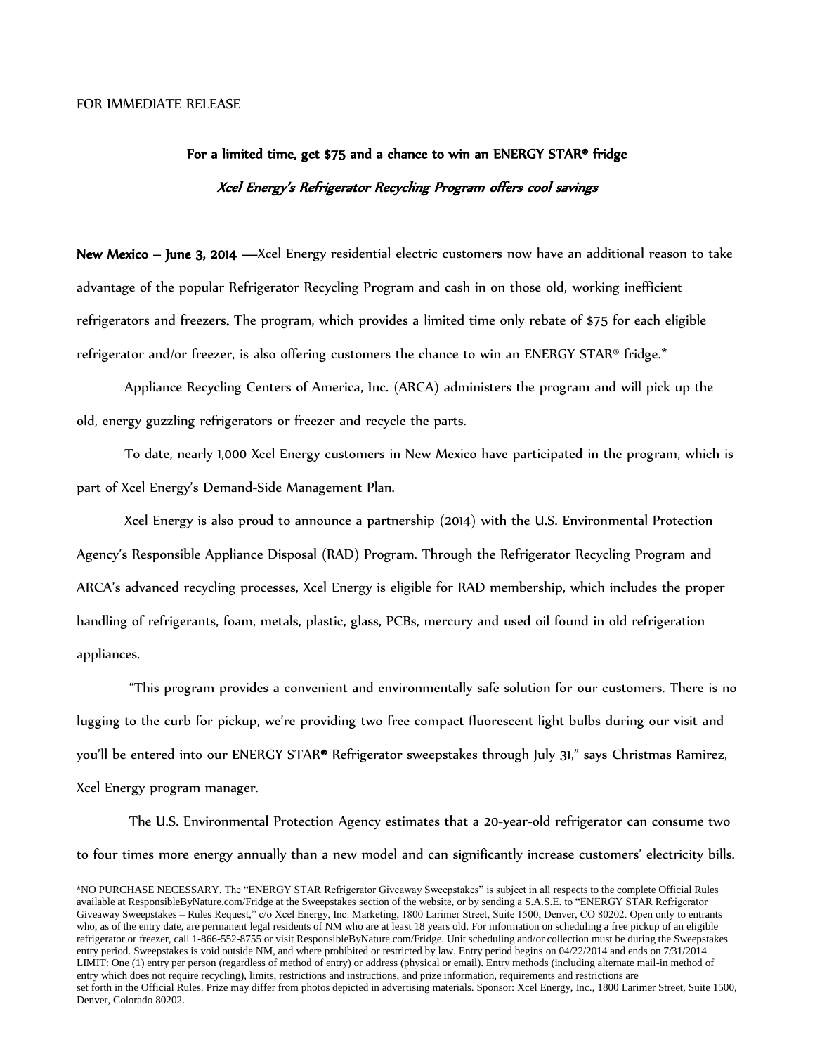FOR IMMEDIATE RELEASE

## For a limited time, get $75 and a chance to win an ENERGY STAR® fridge

### *Xcel Energy's Refrigerator Recycling Program offers cool savings*

**New Mexico – June 3, 2014** —Xcel Energy residential electric customers now have an additional reason to take advantage of the popular Refrigerator Recycling Program and cash in on those old, working inefficient refrigerators and freezers. The program, which provides a limited time only rebate of $75 for each eligible refrigerator and/or freezer, is also offering customers the chance to win an ENERGY STAR® fridge.*

Appliance Recycling Centers of America, Inc. (ARCA) administers the program and will pick up the old, energy guzzling refrigerators or freezer and recycle the parts.

To date, nearly 1,000 Xcel Energy customers in New Mexico have participated in the program, which is part of Xcel Energy's Demand-Side Management Plan.

Xcel Energy is also proud to announce a partnership (2014) with the U.S. Environmental Protection Agency's Responsible Appliance Disposal (RAD) Program. Through the Refrigerator Recycling Program and ARCA's advanced recycling processes, Xcel Energy is eligible for RAD membership, which includes the proper handling of refrigerants, foam, metals, plastic, glass, PCBs, mercury and used oil found in old refrigeration appliances.

"This program provides a convenient and environmentally safe solution for our customers. There is no lugging to the curb for pickup, we're providing two free compact fluorescent light bulbs during our visit and you'll be entered into our ENERGY STAR® Refrigerator sweepstakes through July 31," says Christmas Ramirez, Xcel Energy program manager.

The U.S. Environmental Protection Agency estimates that a 20-year-old refrigerator can consume two to four times more energy annually than a new model and can significantly increase customers' electricity bills.

*NO PURCHASE NECESSARY. The "ENERGY STAR Refrigerator Giveaway Sweepstakes" is subject in all respects to the complete Official Rules available at ResponsibleByNature.com/Fridge at the Sweepstakes section of the website, or by sending a S.A.S.E. to "ENERGY STAR Refrigerator Giveaway Sweepstakes – Rules Request," c/o Xcel Energy, Inc. Marketing, 1800 Larimer Street, Suite 1500, Denver, CO 80202. Open only to entrants who, as of the entry date, are permanent legal residents of NM who are at least 18 years old. For information on scheduling a free pickup of an eligible refrigerator or freezer, call 1-866-552-8755 or visit ResponsibleByNature.com/Fridge. Unit scheduling and/or collection must be during the Sweepstakes entry period. Sweepstakes is void outside NM, and where prohibited or restricted by law. Entry period begins on 04/22/2014 and ends on 7/31/2014. LIMIT: One (1) entry per person (regardless of method of entry) or address (physical or email). Entry methods (including alternate mail-in method of entry which does not require recycling), limits, restrictions and instructions, and prize information, requirements and restrictions are set forth in the Official Rules. Prize may differ from photos depicted in advertising materials. Sponsor: Xcel Energy, Inc., 1800 Larimer Street, Suite 1500, Denver, Colorado 80202.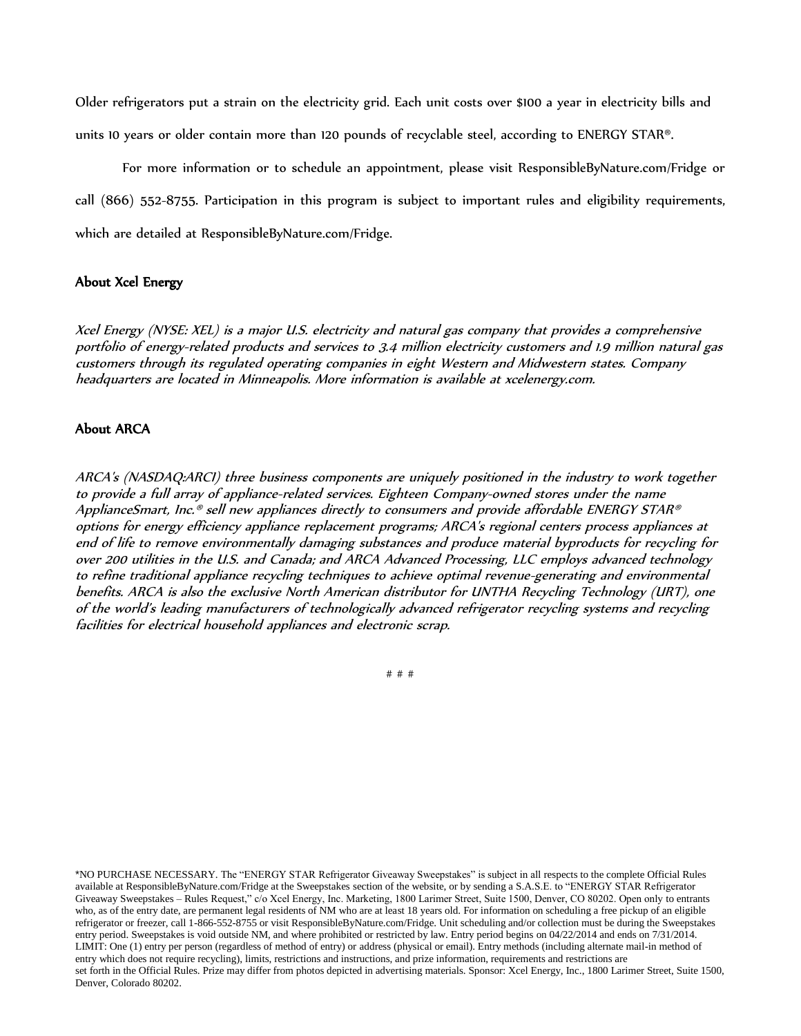Older refrigerators put a strain on the electricity grid. Each unit costs over $100 a year in electricity bills and units 10 years or older contain more than 120 pounds of recyclable steel, according to ENERGY STAR®.

For more information or to schedule an appointment, please visit ResponsibleByNature.com/Fridge or call (866) 552-8755. Participation in this program is subject to important rules and eligibility requirements, which are detailed at ResponsibleByNature.com/Fridge.

### About Xcel Energy

*Xcel Energy (NYSE: XEL) is a major U.S. electricity and natural gas company that provides a comprehensive portfolio of energy-related products and services to 3.4 million electricity customers and 1.9 million natural gas customers through its regulated operating companies in eight Western and Midwestern states. Company headquarters are located in Minneapolis. More information is available at xcelenergy.com.*

### About ARCA

*ARCA's (NASDAQ:ARCI) three business components are uniquely positioned in the industry to work together to provide a full array of appliance-related services. Eighteen Company-owned stores under the name ApplianceSmart, Inc.® sell new appliances directly to consumers and provide affordable ENERGY STAR® options for energy efficiency appliance replacement programs; ARCA's regional centers process appliances at end of life to remove environmentally damaging substances and produce material byproducts for recycling for over 200 utilities in the U.S. and Canada; and ARCA Advanced Processing, LLC employs advanced technology to refine traditional appliance recycling techniques to achieve optimal revenue-generating and environmental benefits. ARCA is also the exclusive North American distributor for UNTHA Recycling Technology (URT), one of the world's leading manufacturers of technologically advanced refrigerator recycling systems and recycling facilities for electrical household appliances and electronic scrap.*

# # #

*NO PURCHASE NECESSARY. The "ENERGY STAR Refrigerator Giveaway Sweepstakes" is subject in all respects to the complete Official Rules available at ResponsibleByNature.com/Fridge at the Sweepstakes section of the website, or by sending a S.A.S.E. to "ENERGY STAR Refrigerator Giveaway Sweepstakes – Rules Request," c/o Xcel Energy, Inc. Marketing, 1800 Larimer Street, Suite 1500, Denver, CO 80202. Open only to entrants who, as of the entry date, are permanent legal residents of NM who are at least 18 years old. For information on scheduling a free pickup of an eligible refrigerator or freezer, call 1-866-552-8755 or visit ResponsibleByNature.com/Fridge. Unit scheduling and/or collection must be during the Sweepstakes entry period. Sweepstakes is void outside NM, and where prohibited or restricted by law. Entry period begins on 04/22/2014 and ends on 7/31/2014. LIMIT: One (1) entry per person (regardless of method of entry) or address (physical or email). Entry methods (including alternate mail-in method of entry which does not require recycling), limits, restrictions and instructions, and prize information, requirements and restrictions are set forth in the Official Rules. Prize may differ from photos depicted in advertising materials. Sponsor: Xcel Energy, Inc., 1800 Larimer Street, Suite 1500, Denver, Colorado 80202.